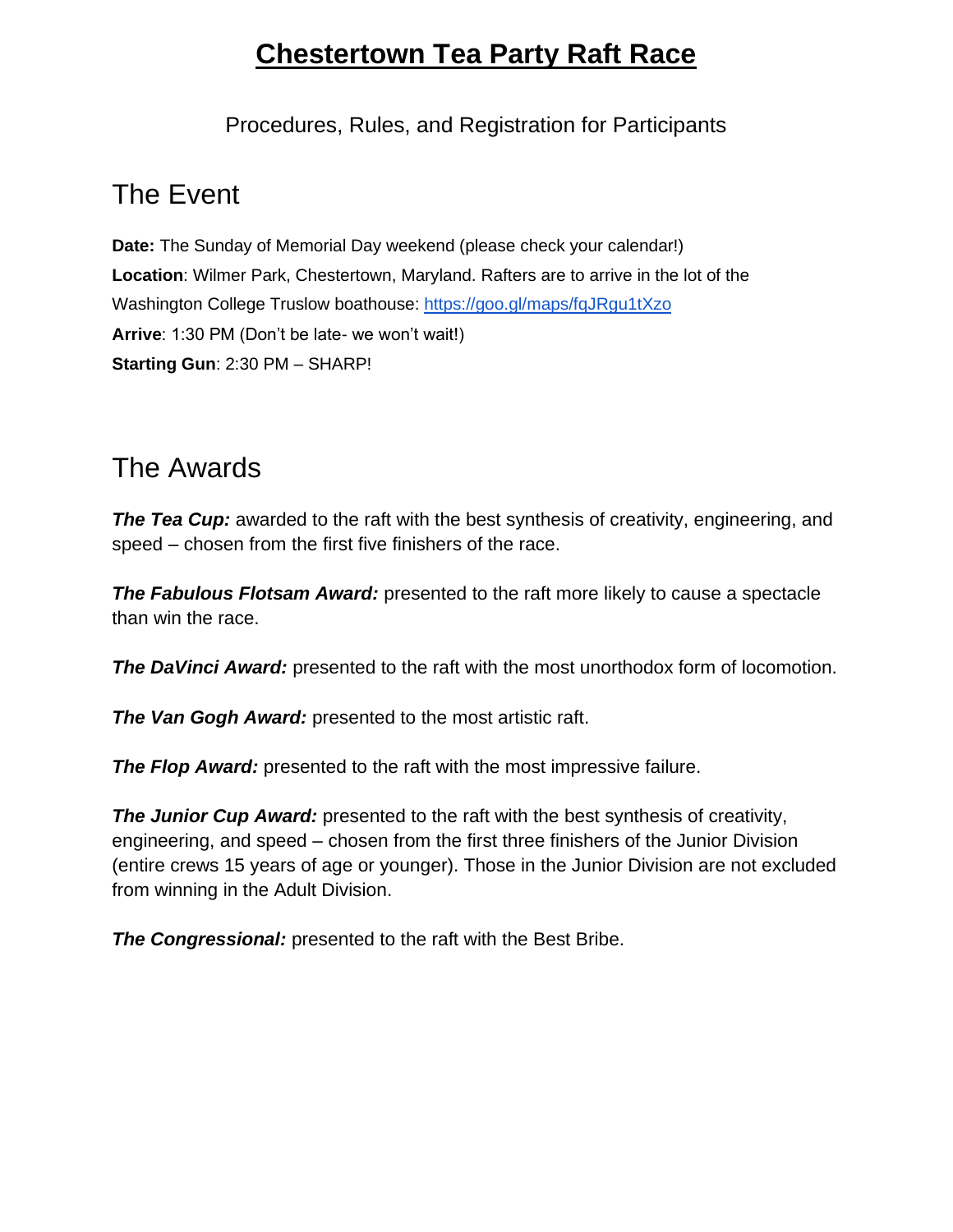# Chestertown Tea Party Raft Race

Procedures, Rules, and Registration for Participants

## The Event

**Date:** The Sunday of Memorial Day weekend (please check your calendar!)

**Location**: Wilmer Park, Chestertown, Maryland. Rafters are to arrive in the lot of the Washington College Truslow boathouse: https://goo.gl/maps/fqJRgu1tXzo

**Arrive**: 1:30 PM (Don't be late- we won't wait!)

**Starting Gun**: 2:30 PM – SHARP!

## The Awards

***The Tea Cup:*** awarded to the raft with the best synthesis of creativity, engineering, and speed – chosen from the first five finishers of the race.

***The Fabulous Flotsam Award:*** presented to the raft more likely to cause a spectacle than win the race.

***The DaVinci Award:*** presented to the raft with the most unorthodox form of locomotion.

***The Van Gogh Award:*** presented to the most artistic raft.

***The Flop Award:*** presented to the raft with the most impressive failure.

***The Junior Cup Award:*** presented to the raft with the best synthesis of creativity, engineering, and speed – chosen from the first three finishers of the Junior Division (entire crews 15 years of age or younger). Those in the Junior Division are not excluded from winning in the Adult Division.

***The Congressional:*** presented to the raft with the Best Bribe.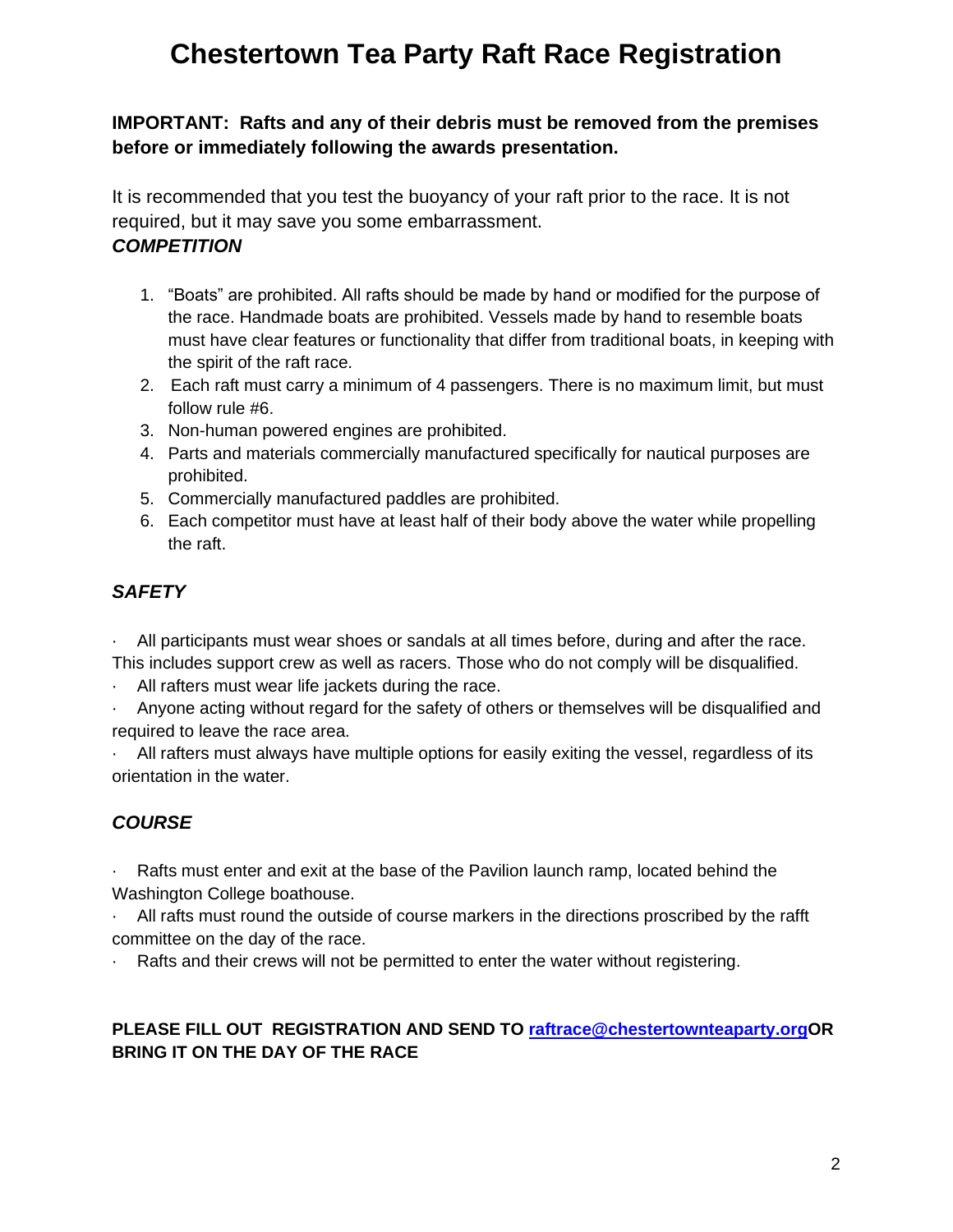# Chestertown Tea Party Raft Race Registration

**IMPORTANT: Rafts and any of their debris must be removed from the premises before or immediately following the awards presentation.**

It is recommended that you test the buoyancy of your raft prior to the race. It is not required, but it may save you some embarrassment.

***COMPETITION***

1. "Boats" are prohibited. All rafts should be made by hand or modified for the purpose of the race. Handmade boats are prohibited. Vessels made by hand to resemble boats must have clear features or functionality that differ from traditional boats, in keeping with the spirit of the raft race.
2. Each raft must carry a minimum of 4 passengers. There is no maximum limit, but must follow rule #6.
3. Non-human powered engines are prohibited.
4. Parts and materials commercially manufactured specifically for nautical purposes are prohibited.
5. Commercially manufactured paddles are prohibited.
6. Each competitor must have at least half of their body above the water while propelling the raft.

***SAFETY***

- All participants must wear shoes or sandals at all times before, during and after the race. This includes support crew as well as racers. Those who do not comply will be disqualified.
- All rafters must wear life jackets during the race.
- Anyone acting without regard for the safety of others or themselves will be disqualified and required to leave the race area.
- All rafters must always have multiple options for easily exiting the vessel, regardless of its orientation in the water.

***COURSE***

- Rafts must enter and exit at the base of the Pavilion launch ramp, located behind the Washington College boathouse.
- All rafts must round the outside of course markers in the directions proscribed by the rafft committee on the day of the race.
- Rafts and their crews will not be permitted to enter the water without registering.

**PLEASE FILL OUT REGISTRATION AND SEND TO [raftrace@chestertownteaparty.org](mailto:raftrace@chestertownteaparty.org)OR BRING IT ON THE DAY OF THE RACE**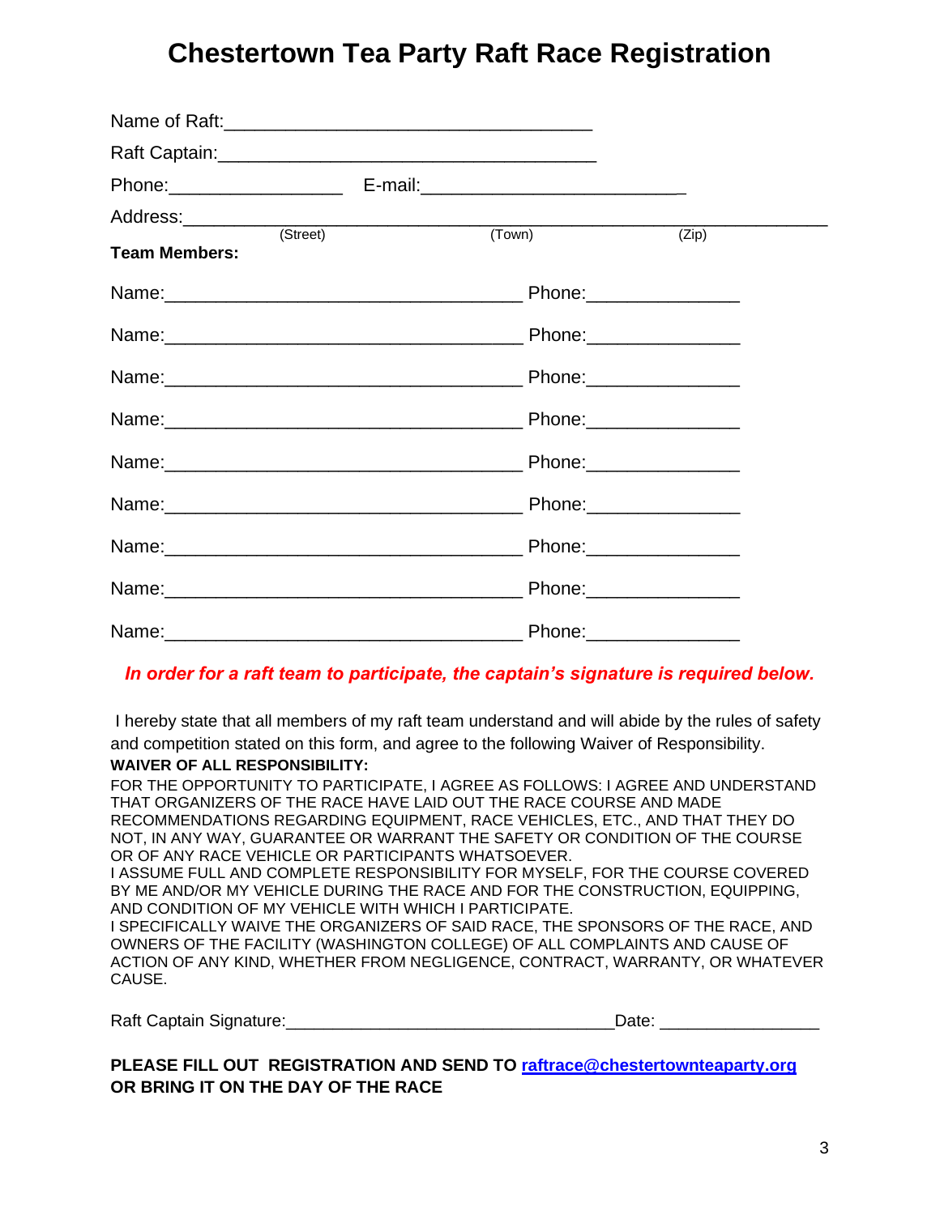# Chestertown Tea Party Raft Race Registration

Name of Raft:___________________________________

Raft Captain:____________________________________

Phone:_________________ E-mail:_________________________

Address:___________________________________________________________________
(Street) (Town) (Zip)

**Team Members:**

Name:___________________________________ Phone:_______________

Name:___________________________________ Phone:_______________

Name:___________________________________ Phone:_______________

Name:___________________________________ Phone:_______________

Name:___________________________________ Phone:_______________

Name:___________________________________ Phone:_______________

Name:___________________________________ Phone:_______________

Name:___________________________________ Phone:_______________

Name:___________________________________ Phone:_______________

***In order for a raft team to participate, the captain's signature is required below.***

I hereby state that all members of my raft team understand and will abide by the rules of safety and competition stated on this form, and agree to the following Waiver of Responsibility.

**WAIVER OF ALL RESPONSIBILITY:**

FOR THE OPPORTUNITY TO PARTICIPATE, I AGREE AS FOLLOWS: I AGREE AND UNDERSTAND THAT ORGANIZERS OF THE RACE HAVE LAID OUT THE RACE COURSE AND MADE RECOMMENDATIONS REGARDING EQUIPMENT, RACE VEHICLES, ETC., AND THAT THEY DO NOT, IN ANY WAY, GUARANTEE OR WARRANT THE SAFETY OR CONDITION OF THE COURSE OR OF ANY RACE VEHICLE OR PARTICIPANTS WHATSOEVER.
I ASSUME FULL AND COMPLETE RESPONSIBILITY FOR MYSELF, FOR THE COURSE COVERED BY ME AND/OR MY VEHICLE DURING THE RACE AND FOR THE CONSTRUCTION, EQUIPPING, AND CONDITION OF MY VEHICLE WITH WHICH I PARTICIPATE.
I SPECIFICALLY WAIVE THE ORGANIZERS OF SAID RACE, THE SPONSORS OF THE RACE, AND OWNERS OF THE FACILITY (WASHINGTON COLLEGE) OF ALL COMPLAINTS AND CAUSE OF ACTION OF ANY KIND, WHETHER FROM NEGLIGENCE, CONTRACT, WARRANTY, OR WHATEVER CAUSE.

Raft Captain Signature:__________________________________Date: ________________

**PLEASE FILL OUT REGISTRATION AND SEND TO raftrace@chestertownteaparty.org OR BRING IT ON THE DAY OF THE RACE**